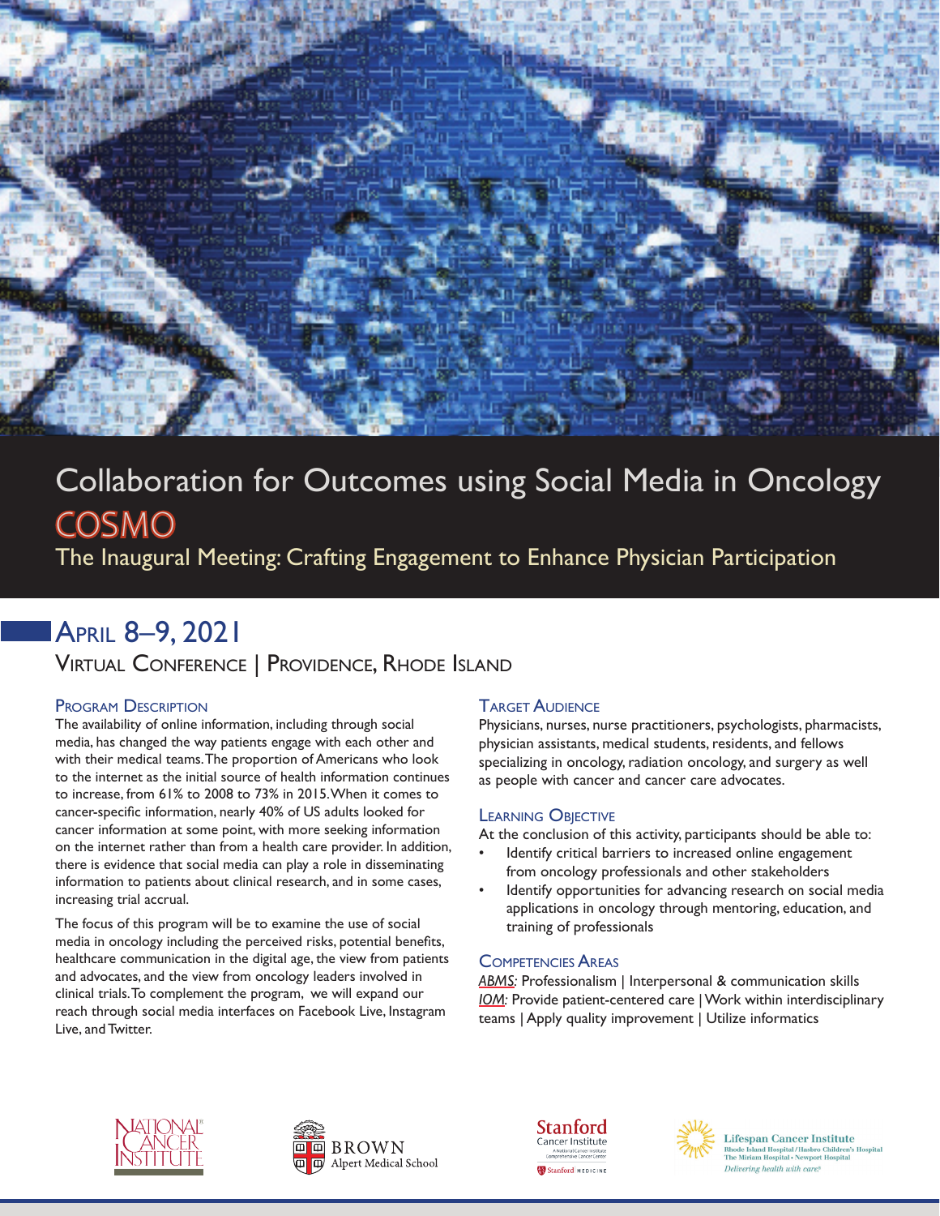# Collaboration for Outcomes using Social Media in Oncology

# COSMO

## The Inaugural Meeting: Crafting Engagement to Enhance Physician Participation

## April 8–9, 2021

### Virtual Conference | Providence, Rhode Island

### Program Description

The availability of online information, including through social media, has changed the way patients engage with each other and with their medical teams. The proportion of Americans who look to the internet as the initial source of health information continues to increase, from 61% to 2008 to 73% in 2015. When it comes to cancer-specific information, nearly 40% of US adults looked for cancer information at some point, with more seeking information on the internet rather than from a health care provider. In addition, there is evidence that social media can play a role in disseminating information to patients about clinical research, and in some cases, increasing trial accrual.

The focus of this program will be to examine the use of social media in oncology including the perceived risks, potential benefits, healthcare communication in the digital age, the view from patients and advocates, and the view from oncology leaders involved in clinical trials. To complement the program, we will expand our reach through social media interfaces on Facebook Live, Instagram Live, and Twitter.

### Target Audience

Physicians, nurses, nurse practitioners, psychologists, pharmacists, physician assistants, medical students, residents, and fellows specializing in oncology, radiation oncology, and surgery as well as people with cancer and cancer care advocates.

### Learning Objective

At the conclusion of this activity, participants should be able to:

- Identify critical barriers to increased online engagement from oncology professionals and other stakeholders
- Identify opportunities for advancing research on social media applications in oncology through mentoring, education, and training of professionals

### Competencies Areas

*ABMS:* Professionalism | Interpersonal & communication skills

*IOM:* Provide patient-centered care | Work within interdisciplinary teams | Apply quality improvement | Utilize informatics

National Cancer Institute

Brown Alpert Medical School

Stanford Cancer Institute — A National Cancer Institute Comprehensive Cancer Center — Stanford Medicine

Lifespan Cancer Institute — Rhode Island Hospital / Hasbro Children's Hospital — The Miriam Hospital • Newport Hospital — *Delivering health with care.*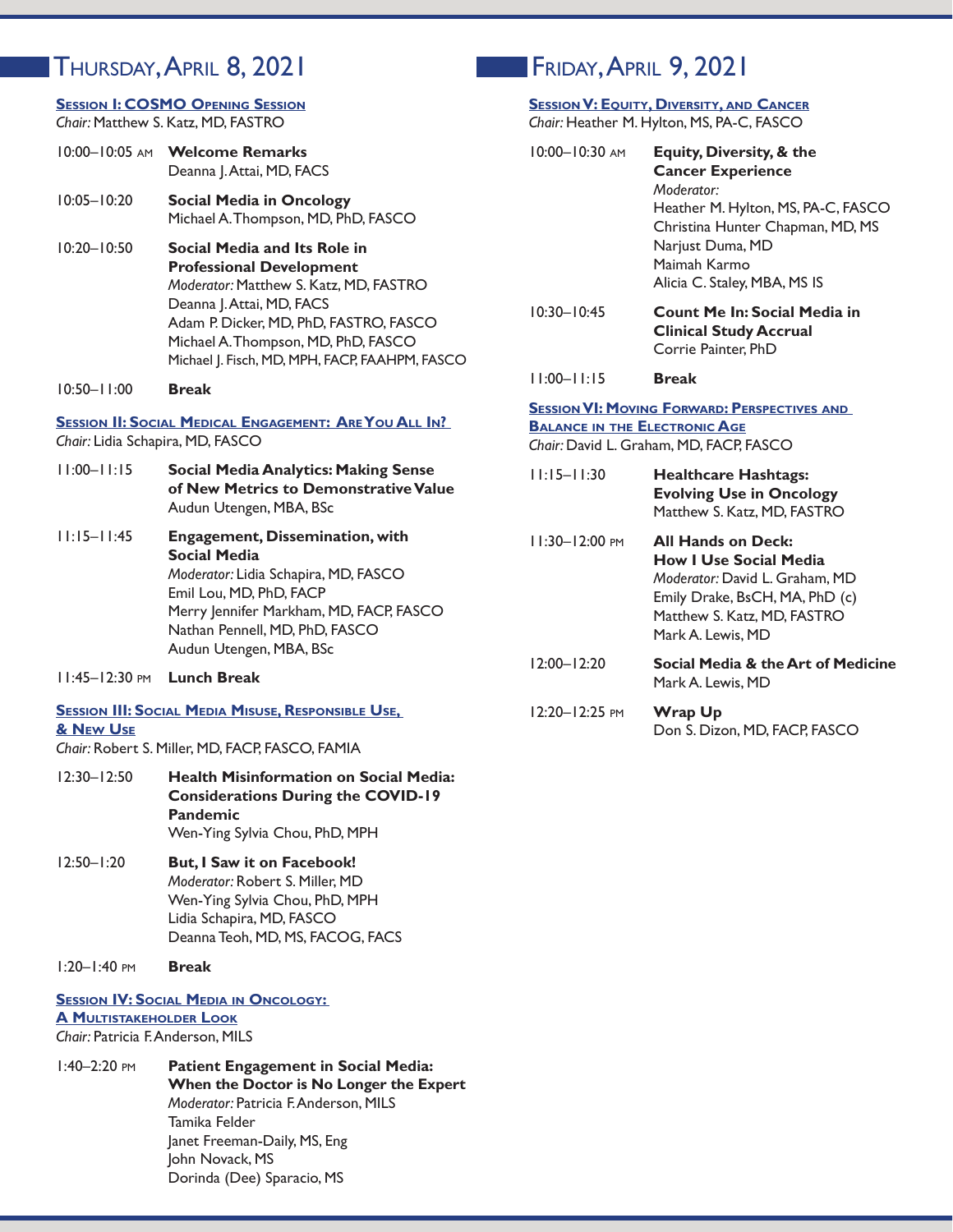## Thursday, April 8, 2021

### Session I: COSMO Opening Session

*Chair:* Matthew S. Katz, MD, FASTRO

10:00–10:05 AM **Welcome Remarks**
Deanna J. Attai, MD, FACS

10:05–10:20 **Social Media in Oncology**
Michael A. Thompson, MD, PhD, FASCO

10:20–10:50 **Social Media and Its Role in Professional Development**
*Moderator:* Matthew S. Katz, MD, FASTRO
Deanna J. Attai, MD, FACS
Adam P. Dicker, MD, PhD, FASTRO, FASCO
Michael A. Thompson, MD, PhD, FASCO
Michael J. Fisch, MD, MPH, FACP, FAAHPM, FASCO

10:50–11:00 **Break**

### Session II: Social Medical Engagement: Are You All In?

*Chair:* Lidia Schapira, MD, FASCO

11:00–11:15 **Social Media Analytics: Making Sense of New Metrics to Demonstrative Value**
Audun Utengen, MBA, BSc

11:15–11:45 **Engagement, Dissemination, with Social Media**
*Moderator:* Lidia Schapira, MD, FASCO
Emil Lou, MD, PhD, FACP
Merry Jennifer Markham, MD, FACP, FASCO
Nathan Pennell, MD, PhD, FASCO
Audun Utengen, MBA, BSc

11:45–12:30 PM **Lunch Break**

### Session III: Social Media Misuse, Responsible Use, & New Use

*Chair:* Robert S. Miller, MD, FACP, FASCO, FAMIA

12:30–12:50 **Health Misinformation on Social Media: Considerations During the COVID-19 Pandemic**
Wen-Ying Sylvia Chou, PhD, MPH

12:50–1:20 **But, I Saw it on Facebook!**
*Moderator:* Robert S. Miller, MD
Wen-Ying Sylvia Chou, PhD, MPH
Lidia Schapira, MD, FASCO
Deanna Teoh, MD, MS, FACOG, FACS

1:20–1:40 PM **Break**

### Session IV: Social Media in Oncology: A Multistakeholder Look

*Chair:* Patricia F. Anderson, MILS

1:40–2:20 PM **Patient Engagement in Social Media: When the Doctor is No Longer the Expert**
*Moderator:* Patricia F. Anderson, MILS
Tamika Felder
Janet Freeman-Daily, MS, Eng
John Novack, MS
Dorinda (Dee) Sparacio, MS

## Friday, April 9, 2021

### Session V: Equity, Diversity, and Cancer

*Chair:* Heather M. Hylton, MS, PA-C, FASCO

10:00–10:30 AM **Equity, Diversity, & the Cancer Experience**
*Moderator:*
Heather M. Hylton, MS, PA-C, FASCO
Christina Hunter Chapman, MD, MS
Narjust Duma, MD
Maimah Karmo
Alicia C. Staley, MBA, MS IS

10:30–10:45 **Count Me In: Social Media in Clinical Study Accrual**
Corrie Painter, PhD

11:00–11:15 **Break**

### Session VI: Moving Forward: Perspectives and Balance in the Electronic Age

*Chair:* David L. Graham, MD, FACP, FASCO

11:15–11:30 **Healthcare Hashtags: Evolving Use in Oncology**
Matthew S. Katz, MD, FASTRO

11:30–12:00 PM **All Hands on Deck: How I Use Social Media**
*Moderator:* David L. Graham, MD
Emily Drake, BsCH, MA, PhD (c)
Matthew S. Katz, MD, FASTRO
Mark A. Lewis, MD

12:00–12:20 **Social Media & the Art of Medicine**
Mark A. Lewis, MD

12:20–12:25 PM **Wrap Up**
Don S. Dizon, MD, FACP, FASCO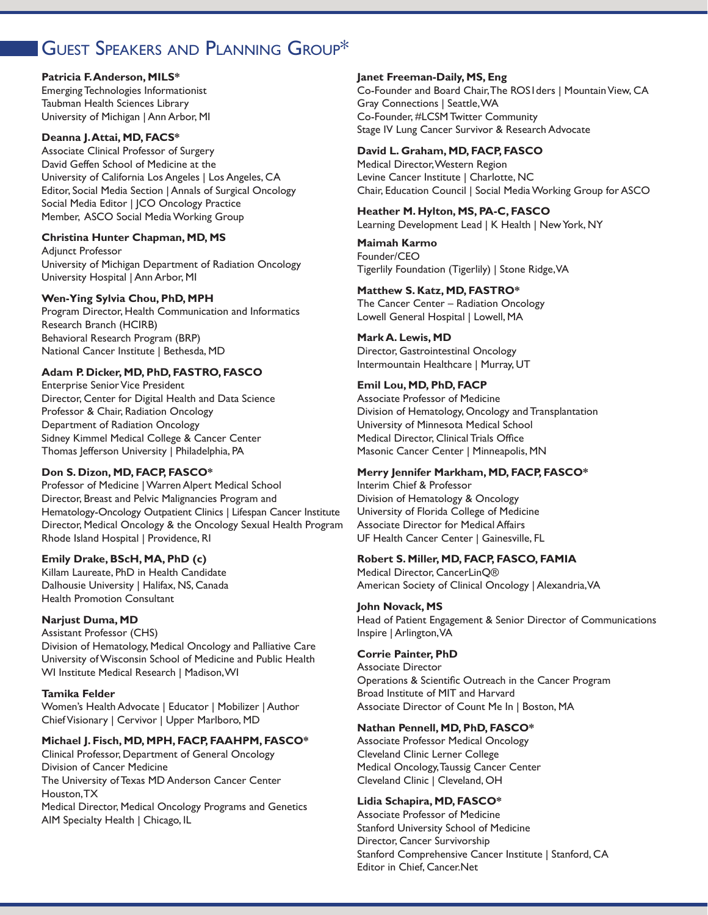# Guest Speakers and Planning Group*

**Patricia F. Anderson, MILS***
Emerging Technologies Informationist
Taubman Health Sciences Library
University of Michigan | Ann Arbor, MI

**Deanna J. Attai, MD, FACS***
Associate Clinical Professor of Surgery
David Geffen School of Medicine at the
University of California Los Angeles | Los Angeles, CA
Editor, Social Media Section | Annals of Surgical Oncology
Social Media Editor | JCO Oncology Practice
Member, ASCO Social Media Working Group

**Christina Hunter Chapman, MD, MS**
Adjunct Professor
University of Michigan Department of Radiation Oncology
University Hospital | Ann Arbor, MI

**Wen-Ying Sylvia Chou, PhD, MPH**
Program Director, Health Communication and Informatics
Research Branch (HCIRB)
Behavioral Research Program (BRP)
National Cancer Institute | Bethesda, MD

**Adam P. Dicker, MD, PhD, FASTRO, FASCO**
Enterprise Senior Vice President
Director, Center for Digital Health and Data Science
Professor & Chair, Radiation Oncology
Department of Radiation Oncology
Sidney Kimmel Medical College & Cancer Center
Thomas Jefferson University | Philadelphia, PA

**Don S. Dizon, MD, FACP, FASCO***
Professor of Medicine | Warren Alpert Medical School
Director, Breast and Pelvic Malignancies Program and
Hematology-Oncology Outpatient Clinics | Lifespan Cancer Institute
Director, Medical Oncology & the Oncology Sexual Health Program
Rhode Island Hospital | Providence, RI

**Emily Drake, BScH, MA, PhD (c)**
Killam Laureate, PhD in Health Candidate
Dalhousie University | Halifax, NS, Canada
Health Promotion Consultant

**Narjust Duma, MD**
Assistant Professor (CHS)
Division of Hematology, Medical Oncology and Palliative Care
University of Wisconsin School of Medicine and Public Health
WI Institute Medical Research | Madison, WI

**Tamika Felder**
Women's Health Advocate | Educator | Mobilizer | Author
Chief Visionary | Cervivor | Upper Marlboro, MD

**Michael J. Fisch, MD, MPH, FACP, FAAHPM, FASCO***
Clinical Professor, Department of General Oncology
Division of Cancer Medicine
The University of Texas MD Anderson Cancer Center
Houston, TX
Medical Director, Medical Oncology Programs and Genetics
AIM Specialty Health | Chicago, IL

**Janet Freeman-Daily, MS, Eng**
Co-Founder and Board Chair, The ROS1ders | Mountain View, CA
Gray Connections | Seattle, WA
Co-Founder, #LCSM Twitter Community
Stage IV Lung Cancer Survivor & Research Advocate

**David L. Graham, MD, FACP, FASCO**
Medical Director, Western Region
Levine Cancer Institute | Charlotte, NC
Chair, Education Council | Social Media Working Group for ASCO

**Heather M. Hylton, MS, PA-C, FASCO**
Learning Development Lead | K Health | New York, NY

**Maimah Karmo**
Founder/CEO
Tigerlily Foundation (Tigerlily) | Stone Ridge, VA

**Matthew S. Katz, MD, FASTRO***
The Cancer Center – Radiation Oncology
Lowell General Hospital | Lowell, MA

**Mark A. Lewis, MD**
Director, Gastrointestinal Oncology
Intermountain Healthcare | Murray, UT

**Emil Lou, MD, PhD, FACP**
Associate Professor of Medicine
Division of Hematology, Oncology and Transplantation
University of Minnesota Medical School
Medical Director, Clinical Trials Office
Masonic Cancer Center | Minneapolis, MN

**Merry Jennifer Markham, MD, FACP, FASCO***
Interim Chief & Professor
Division of Hematology & Oncology
University of Florida College of Medicine
Associate Director for Medical Affairs
UF Health Cancer Center | Gainesville, FL

**Robert S. Miller, MD, FACP, FASCO, FAMIA**
Medical Director, CancerLinQ®
American Society of Clinical Oncology | Alexandria, VA

**John Novack, MS**
Head of Patient Engagement & Senior Director of Communications
Inspire | Arlington, VA

**Corrie Painter, PhD**
Associate Director
Operations & Scientific Outreach in the Cancer Program
Broad Institute of MIT and Harvard
Associate Director of Count Me In | Boston, MA

**Nathan Pennell, MD, PhD, FASCO***
Associate Professor Medical Oncology
Cleveland Clinic Lerner College
Medical Oncology, Taussig Cancer Center
Cleveland Clinic | Cleveland, OH

**Lidia Schapira, MD, FASCO***
Associate Professor of Medicine
Stanford University School of Medicine
Director, Cancer Survivorship
Stanford Comprehensive Cancer Institute | Stanford, CA
Editor in Chief, Cancer.Net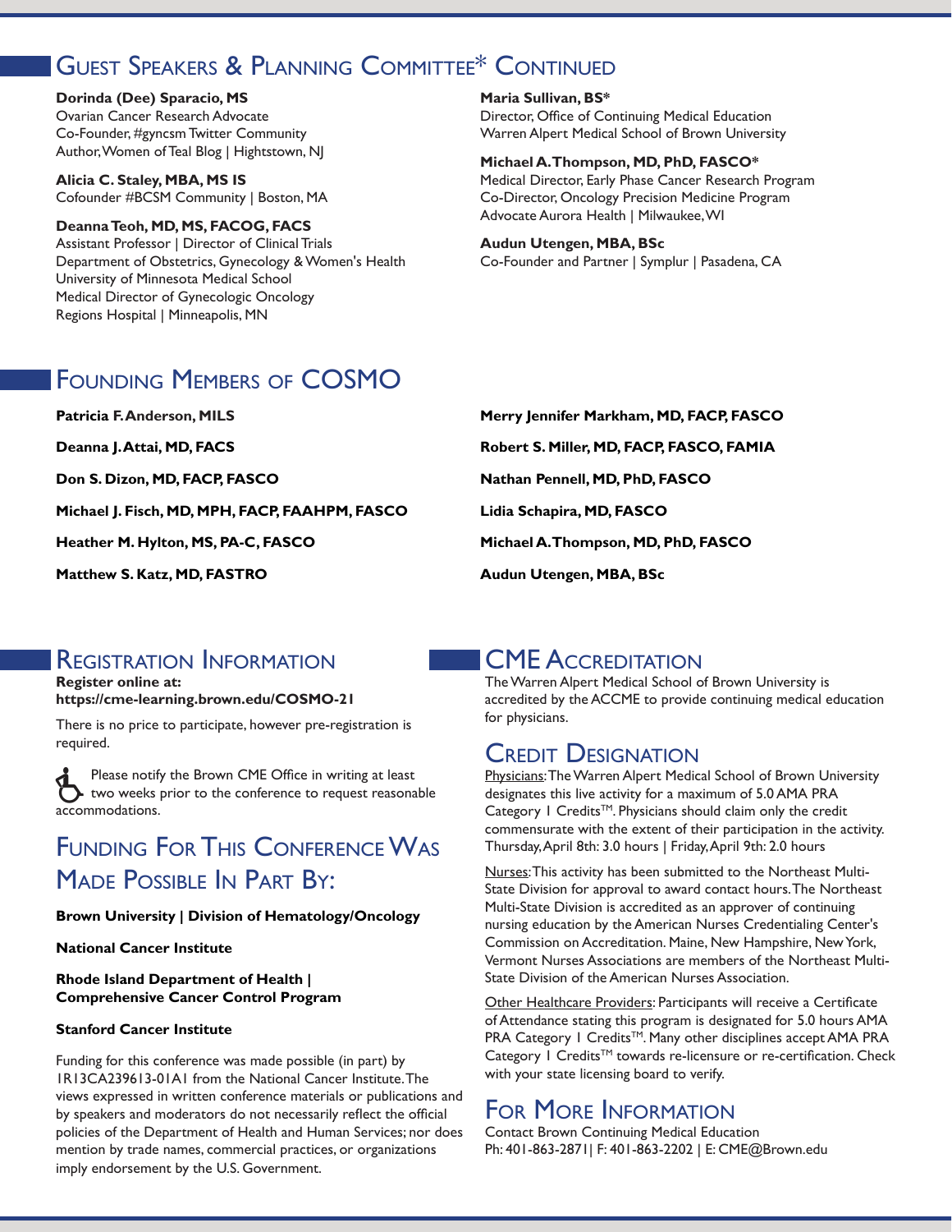## Guest Speakers & Planning Committee* Continued

**Dorinda (Dee) Sparacio, MS**
Ovarian Cancer Research Advocate
Co-Founder, #gyncsm Twitter Community
Author, Women of Teal Blog | Hightstown, NJ

**Alicia C. Staley, MBA, MS IS**
Cofounder #BCSM Community | Boston, MA

**Deanna Teoh, MD, MS, FACOG, FACS**
Assistant Professor | Director of Clinical Trials
Department of Obstetrics, Gynecology & Women's Health
University of Minnesota Medical School
Medical Director of Gynecologic Oncology
Regions Hospital | Minneapolis, MN

**Maria Sullivan, BS***
Director, Office of Continuing Medical Education
Warren Alpert Medical School of Brown University

**Michael A. Thompson, MD, PhD, FASCO***
Medical Director, Early Phase Cancer Research Program
Co-Director, Oncology Precision Medicine Program
Advocate Aurora Health | Milwaukee, WI

**Audun Utengen, MBA, BSc**
Co-Founder and Partner | Symplur | Pasadena, CA

## Founding Members of COSMO

**Patricia F. Anderson, MILS**

**Deanna J. Attai, MD, FACS**

**Don S. Dizon, MD, FACP, FASCO**

**Michael J. Fisch, MD, MPH, FACP, FAAHPM, FASCO**

**Heather M. Hylton, MS, PA-C, FASCO**

**Matthew S. Katz, MD, FASTRO**

**Merry Jennifer Markham, MD, FACP, FASCO**

**Robert S. Miller, MD, FACP, FASCO, FAMIA**

**Nathan Pennell, MD, PhD, FASCO**

**Lidia Schapira, MD, FASCO**

**Michael A. Thompson, MD, PhD, FASCO**

**Audun Utengen, MBA, BSc**

## Registration Information

**Register online at:**
**https://cme-learning.brown.edu/COSMO-21**

There is no price to participate, however pre-registration is required.

Please notify the Brown CME Office in writing at least two weeks prior to the conference to request reasonable accommodations.

## Funding For This Conference Was Made Possible In Part By:

**Brown University | Division of Hematology/Oncology**

**National Cancer Institute**

**Rhode Island Department of Health | Comprehensive Cancer Control Program**

**Stanford Cancer Institute**

Funding for this conference was made possible (in part) by 1R13CA239613-01A1 from the National Cancer Institute. The views expressed in written conference materials or publications and by speakers and moderators do not necessarily reflect the official policies of the Department of Health and Human Services; nor does mention by trade names, commercial practices, or organizations imply endorsement by the U.S. Government.

## CME Accreditation

The Warren Alpert Medical School of Brown University is accredited by the ACCME to provide continuing medical education for physicians.

## Credit Designation

Physicians: The Warren Alpert Medical School of Brown University designates this live activity for a maximum of 5.0 AMA PRA Category 1 Credits™. Physicians should claim only the credit commensurate with the extent of their participation in the activity. Thursday, April 8th: 3.0 hours | Friday, April 9th: 2.0 hours

Nurses: This activity has been submitted to the Northeast Multi-State Division for approval to award contact hours. The Northeast Multi-State Division is accredited as an approver of continuing nursing education by the American Nurses Credentialing Center's Commission on Accreditation. Maine, New Hampshire, New York, Vermont Nurses Associations are members of the Northeast Multi-State Division of the American Nurses Association.

Other Healthcare Providers: Participants will receive a Certificate of Attendance stating this program is designated for 5.0 hours AMA PRA Category 1 Credits™. Many other disciplines accept AMA PRA Category 1 Credits™ towards re-licensure or re-certification. Check with your state licensing board to verify.

## For More Information

Contact Brown Continuing Medical Education
Ph: 401-863-2871| F: 401-863-2202 | E: CME@Brown.edu